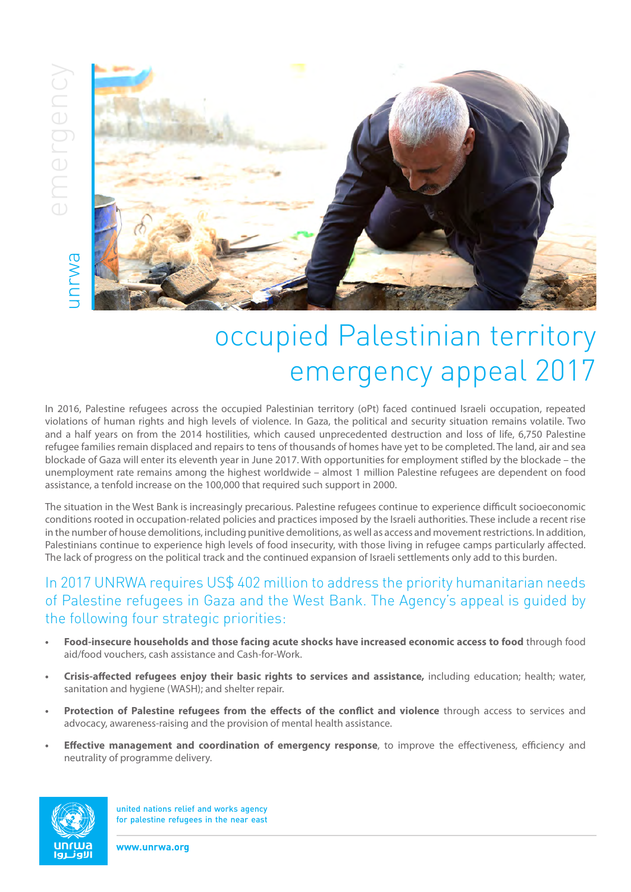# occupied Palestinian territory emergency appeal 2017

In 2016, Palestine refugees across the occupied Palestinian territory (oPt) faced continued Israeli occupation, repeated violations of human rights and high levels of violence. In Gaza, the political and security situation remains volatile. Two and a half years on from the 2014 hostilities, which caused unprecedented destruction and loss of life, 6,750 Palestine refugee families remain displaced and repairs to tens of thousands of homes have yet to be completed. The land, air and sea blockade of Gaza will enter its eleventh year in June 2017. With opportunities for employment stifled by the blockade – the unemployment rate remains among the highest worldwide – almost 1 million Palestine refugees are dependent on food assistance, a tenfold increase on the 100,000 that required such support in 2000.

The situation in the West Bank is increasingly precarious. Palestine refugees continue to experience difficult socioeconomic conditions rooted in occupation-related policies and practices imposed by the Israeli authorities. These include a recent rise in the number of house demolitions, including punitive demolitions, as well as access and movement restrictions. In addition, Palestinians continue to experience high levels of food insecurity, with those living in refugee camps particularly affected. The lack of progress on the political track and the continued expansion of Israeli settlements only add to this burden.

## In 2017 UNRWA requires US$ 402 million to address the priority humanitarian needs of Palestine refugees in Gaza and the West Bank. The Agency's appeal is guided by the following four strategic priorities:

- **Food-insecure households and those facing acute shocks have increased economic access to food** through food aid/food vouchers, cash assistance and Cash-for-Work.
- **Crisis-affected refugees enjoy their basic rights to services and assistance,** including education; health; water, sanitation and hygiene (WASH); and shelter repair.
- **Protection of Palestine refugees from the effects of the conflict and violence** through access to services and advocacy, awareness-raising and the provision of mental health assistance.
- **Effective management and coordination of emergency response**, to improve the effectiveness, efficiency and neutrality of programme delivery.

united nations relief and works agency
for palestine refugees in the near east

**www.unrwa.org**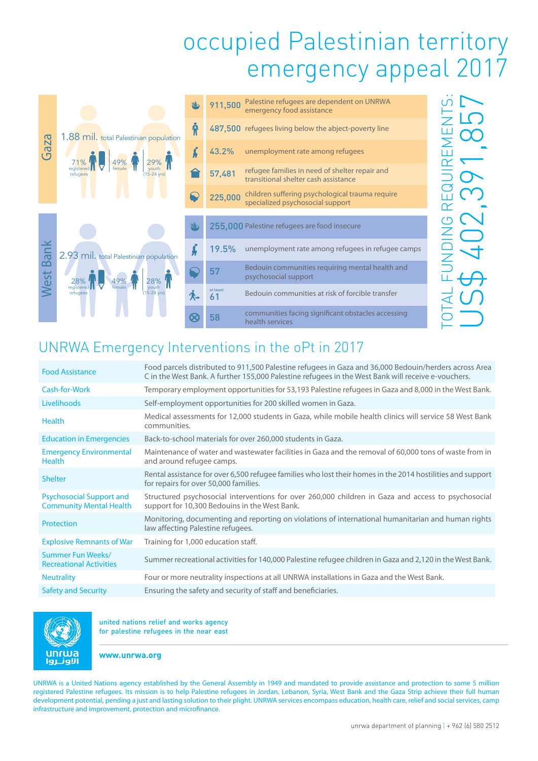# occupied Palestinian territory emergency appeal 2017

## Gaza

1.88 mil. total Palestinian population

71% registered refugees

49% female

29% youth (15-24 yrs)

| | |
|---|---|
| 911,500 | Palestine refugees are dependent on UNRWA emergency food assistance |
| 487,500 | refugees living below the abject-poverty line |
| 43.2% | unemployment rate among refugees |
| 57,481 | refugee families in need of shelter repair and transitional shelter cash assistance |
| 225,000 | children suffering psychological trauma require specialized psychosocial support |

## West Bank

2.93 mil. total Palestinian population

28% registered refugees

49% female

28% youth (15-24 yrs)

| | |
|---|---|
| 255,000 | Palestine refugees are food insecure |
| 19.5% | unemployment rate among refugees in refugee camps |
| 57 | Bedouin communities requiring mental health and psychosocial support |
| at least 61 | Bedouin communities at risk of forcible transfer |
| 58 | communities facing significant obstacles accessing health services |

TOTAL FUNDING REQUIREMENTS: US$ 402,391,857

## UNRWA Emergency Interventions in the oPt in 2017

| | |
|---|---|
| Food Assistance | Food parcels distributed to 911,500 Palestine refugees in Gaza and 36,000 Bedouin/herders across Area C in the West Bank. A further 155,000 Palestine refugees in the West Bank will receive e-vouchers. |
| Cash-for-Work | Temporary employment opportunities for 53,193 Palestine refugees in Gaza and 8,000 in the West Bank. |
| Livelihoods | Self-employment opportunities for 200 skilled women in Gaza. |
| Health | Medical assessments for 12,000 students in Gaza, while mobile health clinics will service 58 West Bank communities. |
| Education in Emergencies | Back-to-school materials for over 260,000 students in Gaza. |
| Emergency Environmental Health | Maintenance of water and wastewater facilities in Gaza and the removal of 60,000 tons of waste from in and around refugee camps. |
| Shelter | Rental assistance for over 6,500 refugee families who lost their homes in the 2014 hostilities and support for repairs for over 50,000 families. |
| Psychosocial Support and Community Mental Health | Structured psychosocial interventions for over 260,000 children in Gaza and access to psychosocial support for 10,300 Bedouins in the West Bank. |
| Protection | Monitoring, documenting and reporting on violations of international humanitarian and human rights law affecting Palestine refugees. |
| Explosive Remnants of War | Training for 1,000 education staff. |
| Summer Fun Weeks/ Recreational Activities | Summer recreational activities for 140,000 Palestine refugee children in Gaza and 2,120 in the West Bank. |
| Neutrality | Four or more neutrality inspections at all UNRWA installations in Gaza and the West Bank. |
| Safety and Security | Ensuring the safety and security of staff and beneficiaries. |

unrwa الاونروا

united nations relief and works agency for palestine refugees in the near east

www.unrwa.org

UNRWA is a United Nations agency established by the General Assembly in 1949 and mandated to provide assistance and protection to some 5 million registered Palestine refugees. Its mission is to help Palestine refugees in Jordan, Lebanon, Syria, West Bank and the Gaza Strip achieve their full human development potential, pending a just and lasting solution to their plight. UNRWA services encompass education, health care, relief and social services, camp infrastructure and improvement, protection and microfinance.

unrwa department of planning | + 962 (6) 580 2512